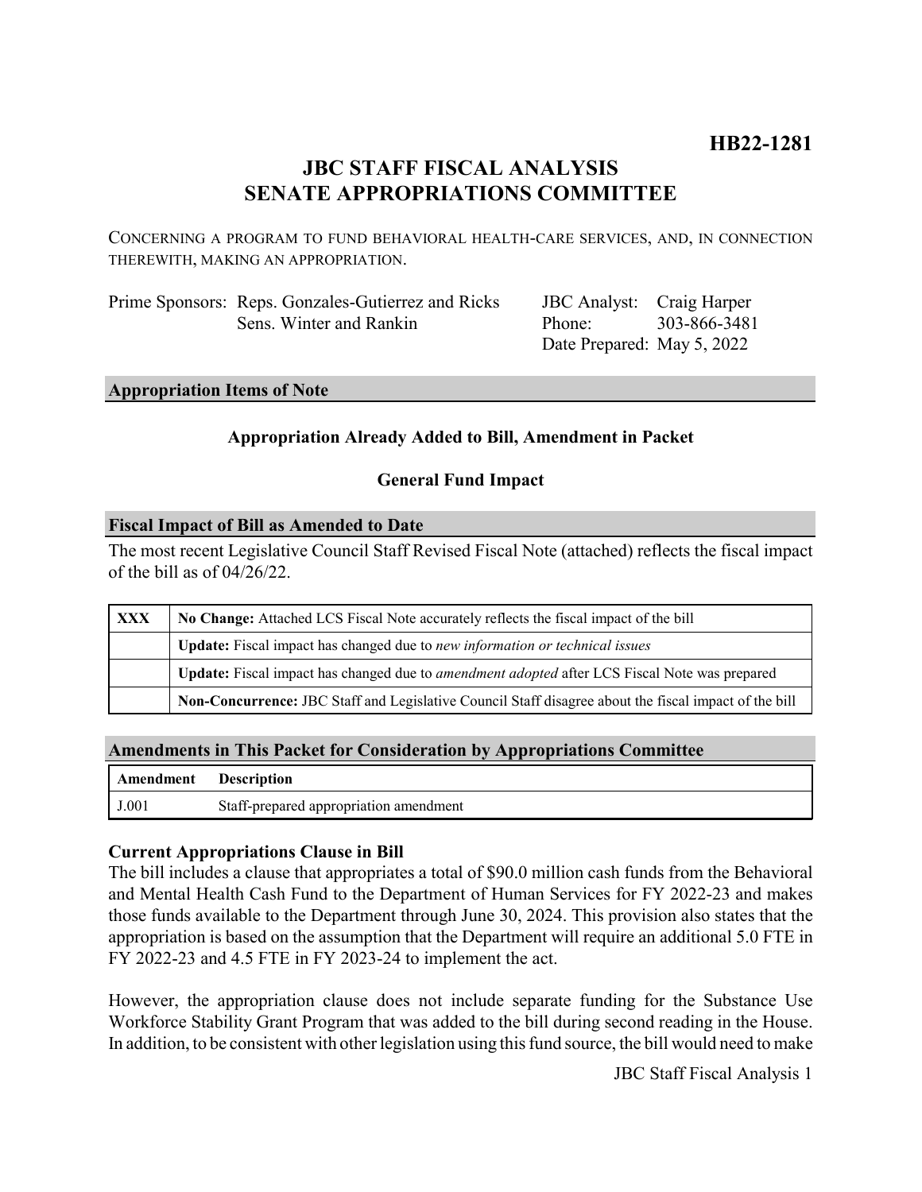**HB22-1281**

# JBC STAFF FISCAL ANALYSIS
# SENATE APPROPRIATIONS COMMITTEE

CONCERNING A PROGRAM TO FUND BEHAVIORAL HEALTH-CARE SERVICES, AND, IN CONNECTION THEREWITH, MAKING AN APPROPRIATION.

| | | | |
|---|---|---|---|
| Prime Sponsors: | Reps. Gonzales-Gutierrez and Ricks | JBC Analyst: | Craig Harper |
| | Sens. Winter and Rankin | Phone: | 303-866-3481 |
| | | Date Prepared: | May 5, 2022 |

## Appropriation Items of Note

**Appropriation Already Added to Bill, Amendment in Packet**

**General Fund Impact**

## Fiscal Impact of Bill as Amended to Date

The most recent Legislative Council Staff Revised Fiscal Note (attached) reflects the fiscal impact of the bill as of 04/26/22.

| | |
|---|---|
| XXX | **No Change:** Attached LCS Fiscal Note accurately reflects the fiscal impact of the bill |
| | **Update:** Fiscal impact has changed due to *new information or technical issues* |
| | **Update:** Fiscal impact has changed due to *amendment adopted* after LCS Fiscal Note was prepared |
| | **Non-Concurrence:** JBC Staff and Legislative Council Staff disagree about the fiscal impact of the bill |

## Amendments in This Packet for Consideration by Appropriations Committee

| Amendment | Description |
|---|---|
| J.001 | Staff-prepared appropriation amendment |

### Current Appropriations Clause in Bill

The bill includes a clause that appropriates a total of $90.0 million cash funds from the Behavioral and Mental Health Cash Fund to the Department of Human Services for FY 2022-23 and makes those funds available to the Department through June 30, 2024. This provision also states that the appropriation is based on the assumption that the Department will require an additional 5.0 FTE in FY 2022-23 and 4.5 FTE in FY 2023-24 to implement the act.

However, the appropriation clause does not include separate funding for the Substance Use Workforce Stability Grant Program that was added to the bill during second reading in the House. In addition, to be consistent with other legislation using this fund source, the bill would need to make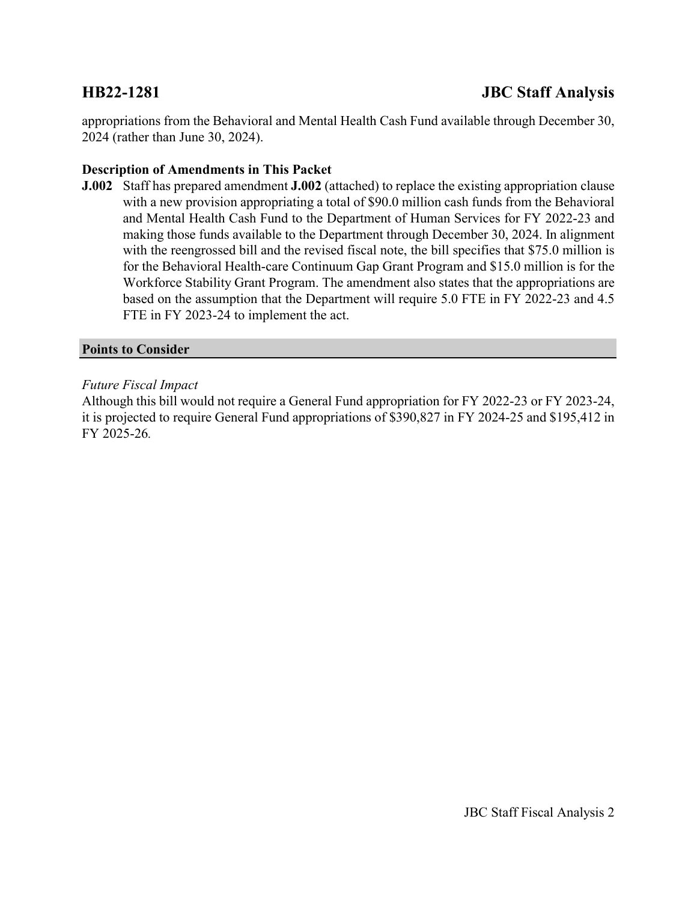appropriations from the Behavioral and Mental Health Cash Fund available through December 30, 2024 (rather than June 30, 2024).

**Description of Amendments in This Packet**

**J.002** Staff has prepared amendment **J.002** (attached) to replace the existing appropriation clause with a new provision appropriating a total of $90.0 million cash funds from the Behavioral and Mental Health Cash Fund to the Department of Human Services for FY 2022-23 and making those funds available to the Department through December 30, 2024. In alignment with the reengrossed bill and the revised fiscal note, the bill specifies that $75.0 million is for the Behavioral Health-care Continuum Gap Grant Program and $15.0 million is for the Workforce Stability Grant Program. The amendment also states that the appropriations are based on the assumption that the Department will require 5.0 FTE in FY 2022-23 and 4.5 FTE in FY 2023-24 to implement the act.

## Points to Consider

*Future Fiscal Impact*

Although this bill would not require a General Fund appropriation for FY 2022-23 or FY 2023-24, it is projected to require General Fund appropriations of $390,827 in FY 2024-25 and $195,412 in FY 2025-26.